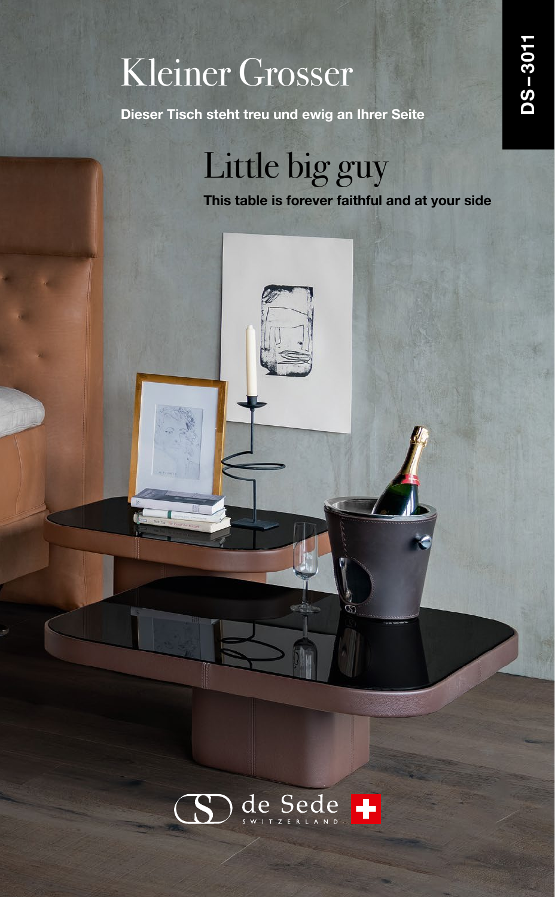DS–3011

# Kleiner Grosser

**Dieser Tisch steht treu und ewig an Ihrer Seite**

# Little big guy

**This table is forever faithful and at your side**

de Sede SWITZERLAND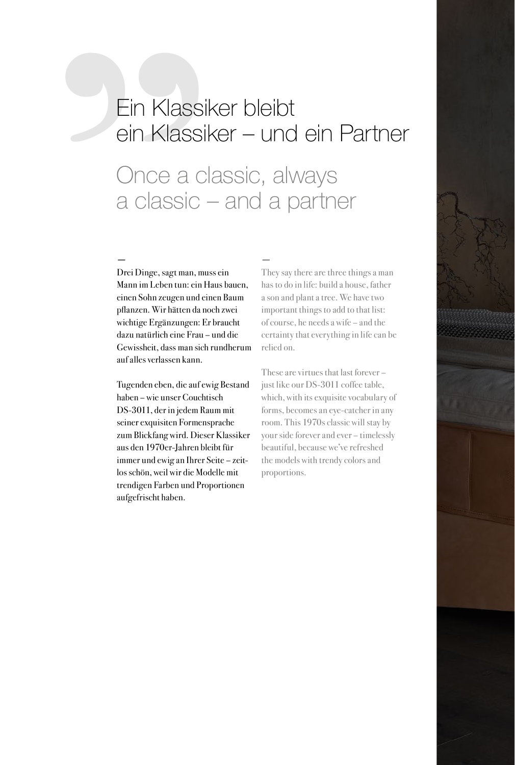# Ein Klassiker bleibt ein Klassiker – und ein Partner

## Once a classic, always a classic – and a partner

–

Drei Dinge, sagt man, muss ein Mann im Leben tun: ein Haus bauen, einen Sohn zeugen und einen Baum pflanzen. Wir hätten da noch zwei wichtige Ergänzungen: Er braucht dazu natürlich eine Frau – und die Gewissheit, dass man sich rundherum auf alles verlassen kann.

Tugenden eben, die auf ewig Bestand haben – wie unser Couchtisch DS-3011, der in jedem Raum mit seiner exquisiten Formensprache zum Blickfang wird. Dieser Klassiker aus den 1970er-Jahren bleibt für immer und ewig an Ihrer Seite – zeitlos schön, weil wir die Modelle mit trendigen Farben und Proportionen aufgefrischt haben.

–

They say there are three things a man has to do in life: build a house, father a son and plant a tree. We have two important things to add to that list: of course, he needs a wife – and the certainty that everything in life can be relied on.

These are virtues that last forever – just like our DS-3011 coffee table, which, with its exquisite vocabulary of forms, becomes an eye-catcher in any room. This 1970s classic will stay by your side forever and ever – timelessly beautiful, because we've refreshed the models with trendy colors and proportions.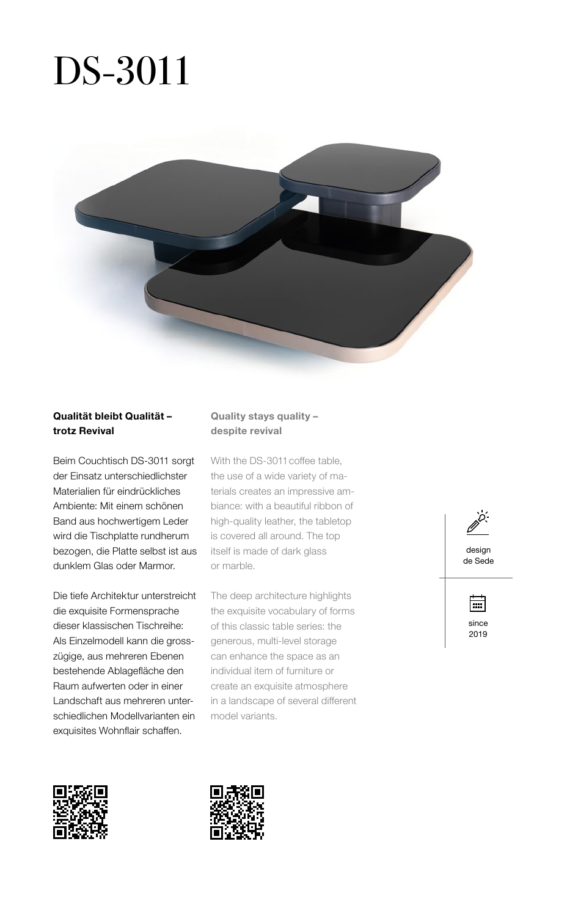# DS-3011

**Qualität bleibt Qualität – trotz Revival**

Beim Couchtisch DS-3011 sorgt der Einsatz unterschiedlichster Materialien für eindrückliches Ambiente: Mit einem schönen Band aus hochwertigem Leder wird die Tischplatte rundherum bezogen, die Platte selbst ist aus dunklem Glas oder Marmor.

Die tiefe Architektur unterstreicht die exquisite Formensprache dieser klassischen Tischreihe: Als Einzelmodell kann die grosszügige, aus mehreren Ebenen bestehende Ablagefläche den Raum aufwerten oder in einer Landschaft aus mehreren unterschiedlichen Modellvarianten ein exquisites Wohnflair schaffen.

**Quality stays quality – despite revival**

With the DS-3011 coffee table, the use of a wide variety of materials creates an impressive ambiance: with a beautiful ribbon of high-quality leather, the tabletop is covered all around. The top itself is made of dark glass or marble.

The deep architecture highlights the exquisite vocabulary of forms of this classic table series: the generous, multi-level storage can enhance the space as an individual item of furniture or create an exquisite atmosphere in a landscape of several different model variants.

design
de Sede

since
2019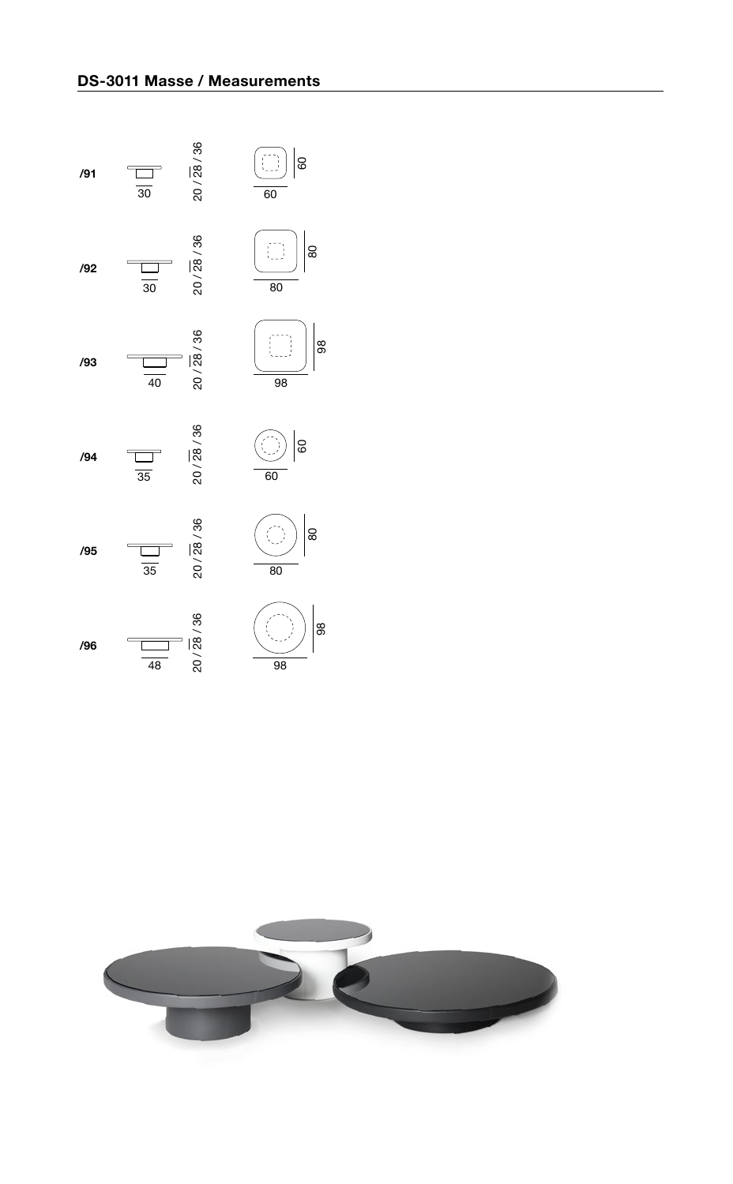## DS-3011 Masse / Measurements

| Model | Base | Height | Width | Depth |
|---|---|---|---|---|
| /91 | 30 | 20 / 28 / 36 | 60 | 60 |
| /92 | 30 | 20 / 28 / 36 | 80 | 80 |
| /93 | 40 | 20 / 28 / 36 | 98 | 98 |
| /94 | 35 | 20 / 28 / 36 | 60 | 60 |
| /95 | 35 | 20 / 28 / 36 | 80 | 80 |
| /96 | 48 | 20 / 28 / 36 | 98 | 98 |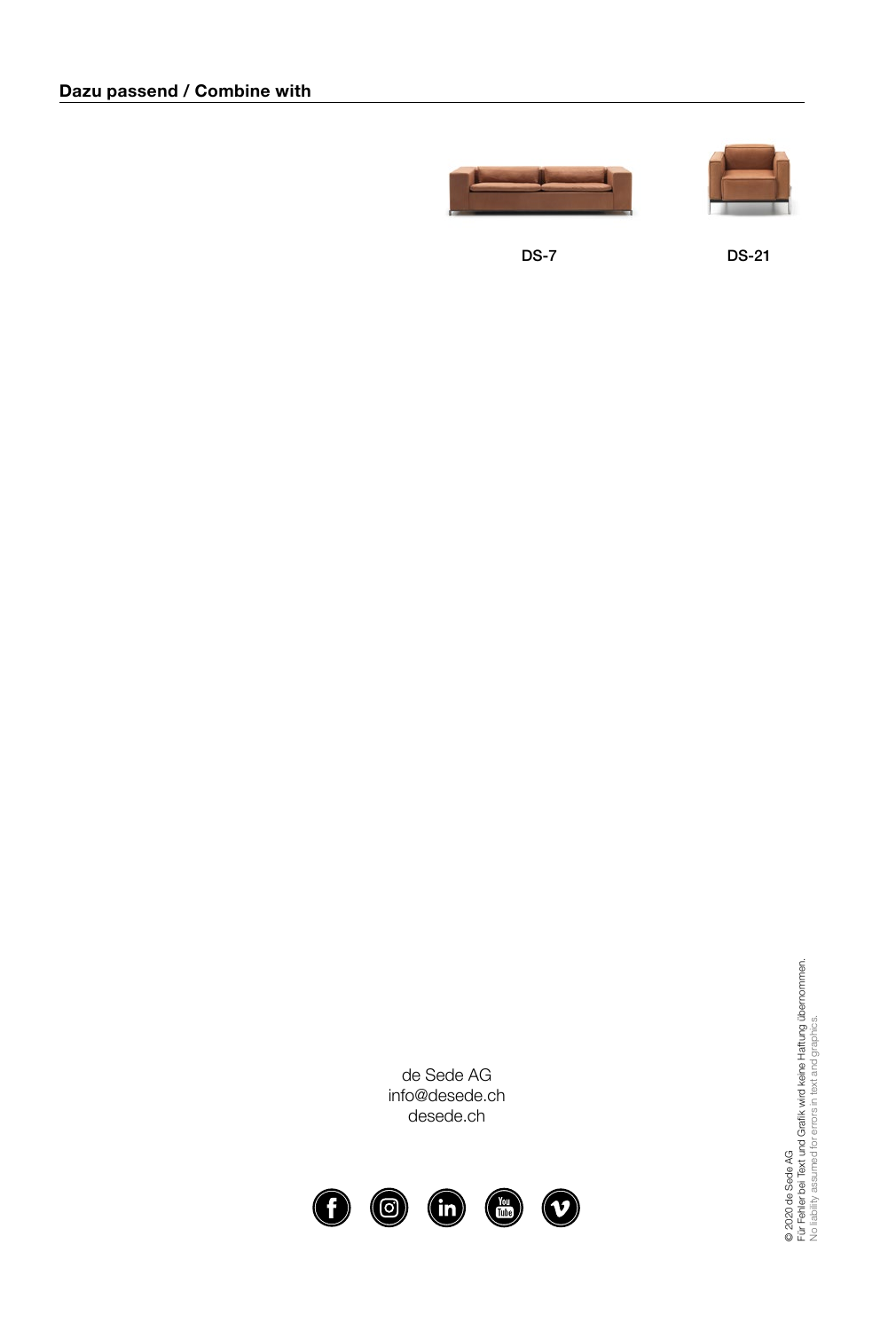## Dazu passend / Combine with

DS-7

DS-21

de Sede AG
info@desede.ch
desede.ch

© 2020 de Sede AG
Für Fehler bei Text und Grafik wird keine Haftung übernommen.
No liability assumed for errors in text and graphics.